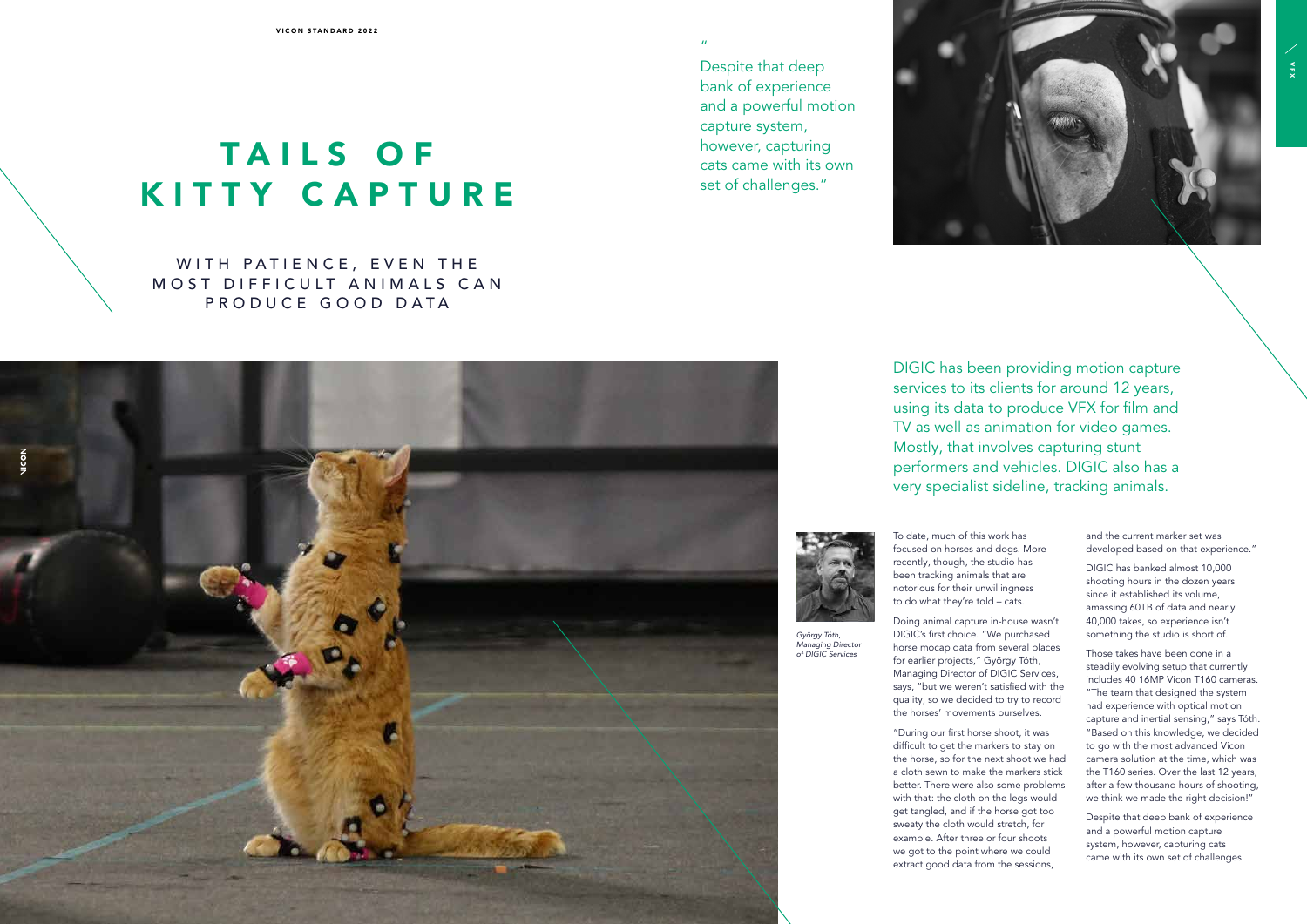# TAILS OF KITTY CAPTURE

## WITH PATIENCE, EVEN THE MOST DIFFICULT ANIMALS CAN PRODUCE GOOD DATA

> "Despite that deep bank of experience and a powerful motion capture system, however, capturing cats came with its own set of challenges."

DIGIC has been providing motion capture services to its clients for around 12 years, using its data to produce VFX for film and TV as well as animation for video games. Mostly, that involves capturing stunt performers and vehicles. DIGIC also has a very specialist sideline, tracking animals.

*György Tóth, Managing Director of DIGIC Services*

To date, much of this work has focused on horses and dogs. More recently, though, the studio has been tracking animals that are notorious for their unwillingness to do what they're told – cats.

Doing animal capture in-house wasn't DIGIC's first choice. "We purchased horse mocap data from several places for earlier projects," György Tóth, Managing Director of DIGIC Services, says, "but we weren't satisfied with the quality, so we decided to try to record the horses' movements ourselves.

"During our first horse shoot, it was difficult to get the markers to stay on the horse, so for the next shoot we had a cloth sewn to make the markers stick better. There were also some problems with that: the cloth on the legs would get tangled, and if the horse got too sweaty the cloth would stretch, for example. After three or four shoots we got to the point where we could extract good data from the sessions, and the current marker set was developed based on that experience."

DIGIC has banked almost 10,000 shooting hours in the dozen years since it established its volume, amassing 60TB of data and nearly 40,000 takes, so experience isn't something the studio is short of.

Those takes have been done in a steadily evolving setup that currently includes 40 16MP Vicon T160 cameras. "The team that designed the system had experience with optical motion capture and inertial sensing," says Tóth. "Based on this knowledge, we decided to go with the most advanced Vicon camera solution at the time, which was the T160 series. Over the last 12 years, after a few thousand hours of shooting, we think we made the right decision!"

Despite that deep bank of experience and a powerful motion capture system, however, capturing cats came with its own set of challenges.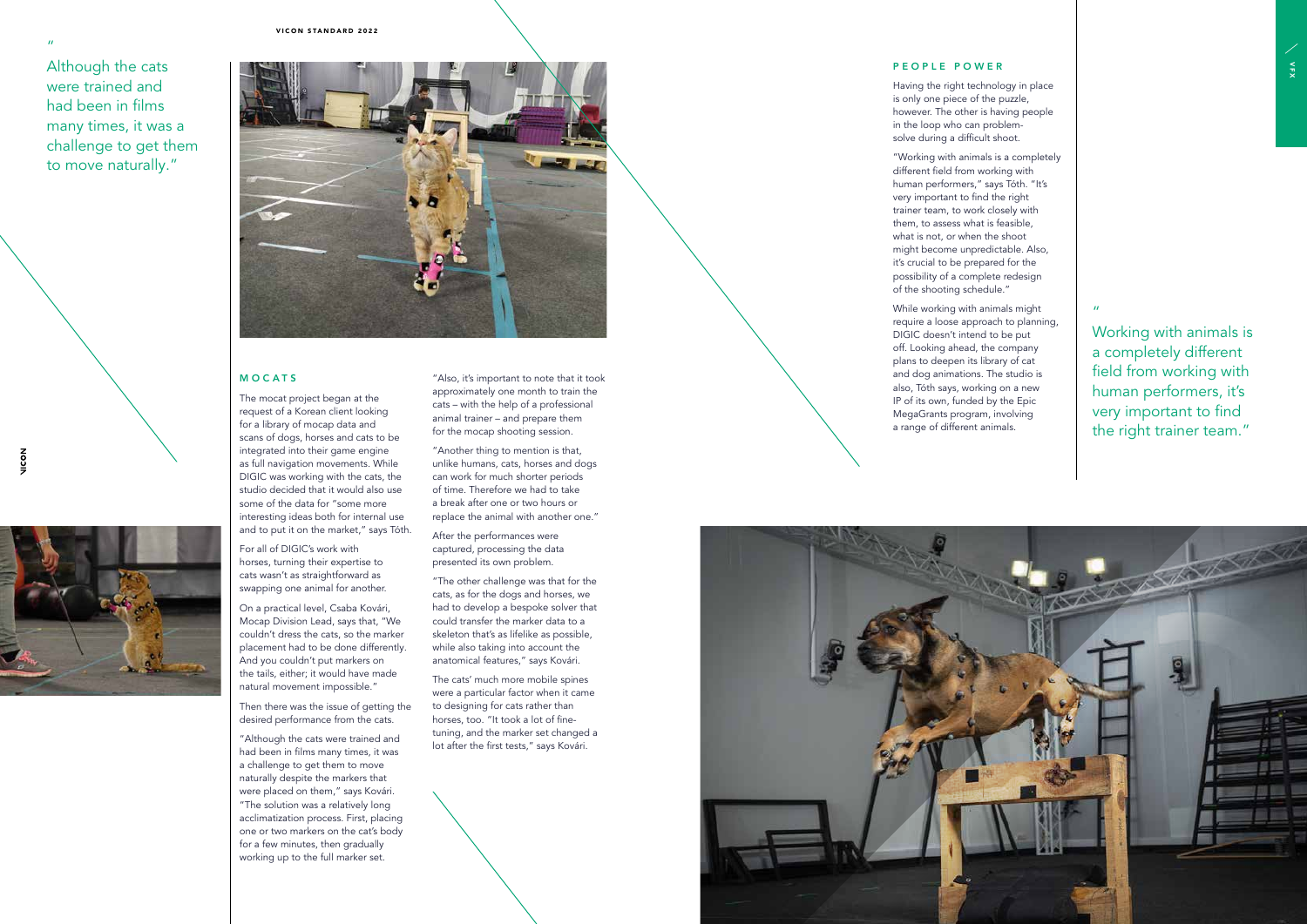"

Although the cats were trained and had been in films many times, it was a challenge to get them to move naturally."

## MOCATS

The mocat project began at the request of a Korean client looking for a library of mocap data and scans of dogs, horses and cats to be integrated into their game engine as full navigation movements. While DIGIC was working with the cats, the studio decided that it would also use some of the data for "some more interesting ideas both for internal use and to put it on the market," says Tóth.

For all of DIGIC's work with horses, turning their expertise to cats wasn't as straightforward as swapping one animal for another.

On a practical level, Csaba Kovári, Mocap Division Lead, says that, "We couldn't dress the cats, so the marker placement had to be done differently. And you couldn't put markers on the tails, either; it would have made natural movement impossible."

Then there was the issue of getting the desired performance from the cats.

"Although the cats were trained and had been in films many times, it was a challenge to get them to move naturally despite the markers that were placed on them," says Kovári. "The solution was a relatively long acclimatization process. First, placing one or two markers on the cat's body for a few minutes, then gradually working up to the full marker set.

"Also, it's important to note that it took approximately one month to train the cats – with the help of a professional animal trainer – and prepare them for the mocap shooting session.

"Another thing to mention is that, unlike humans, cats, horses and dogs can work for much shorter periods of time. Therefore we had to take a break after one or two hours or replace the animal with another one."

After the performances were captured, processing the data presented its own problem.

"The other challenge was that for the cats, as for the dogs and horses, we had to develop a bespoke solver that could transfer the marker data to a skeleton that's as lifelike as possible, while also taking into account the anatomical features," says Kovári.

The cats' much more mobile spines were a particular factor when it came to designing for cats rather than horses, too. "It took a lot of fine-tuning, and the marker set changed a lot after the first tests," says Kovári.

## PEOPLE POWER

Having the right technology in place is only one piece of the puzzle, however. The other is having people in the loop who can problem-solve during a difficult shoot.

"Working with animals is a completely different field from working with human performers," says Tóth. "It's very important to find the right trainer team, to work closely with them, to assess what is feasible, what is not, or when the shoot might become unpredictable. Also, it's crucial to be prepared for the possibility of a complete redesign of the shooting schedule."

While working with animals might require a loose approach to planning, DIGIC doesn't intend to be put off. Looking ahead, the company plans to deepen its library of cat and dog animations. The studio is also, Tóth says, working on a new IP of its own, funded by the Epic MegaGrants program, involving a range of different animals.

"

Working with animals is a completely different field from working with human performers, it's very important to find the right trainer team."